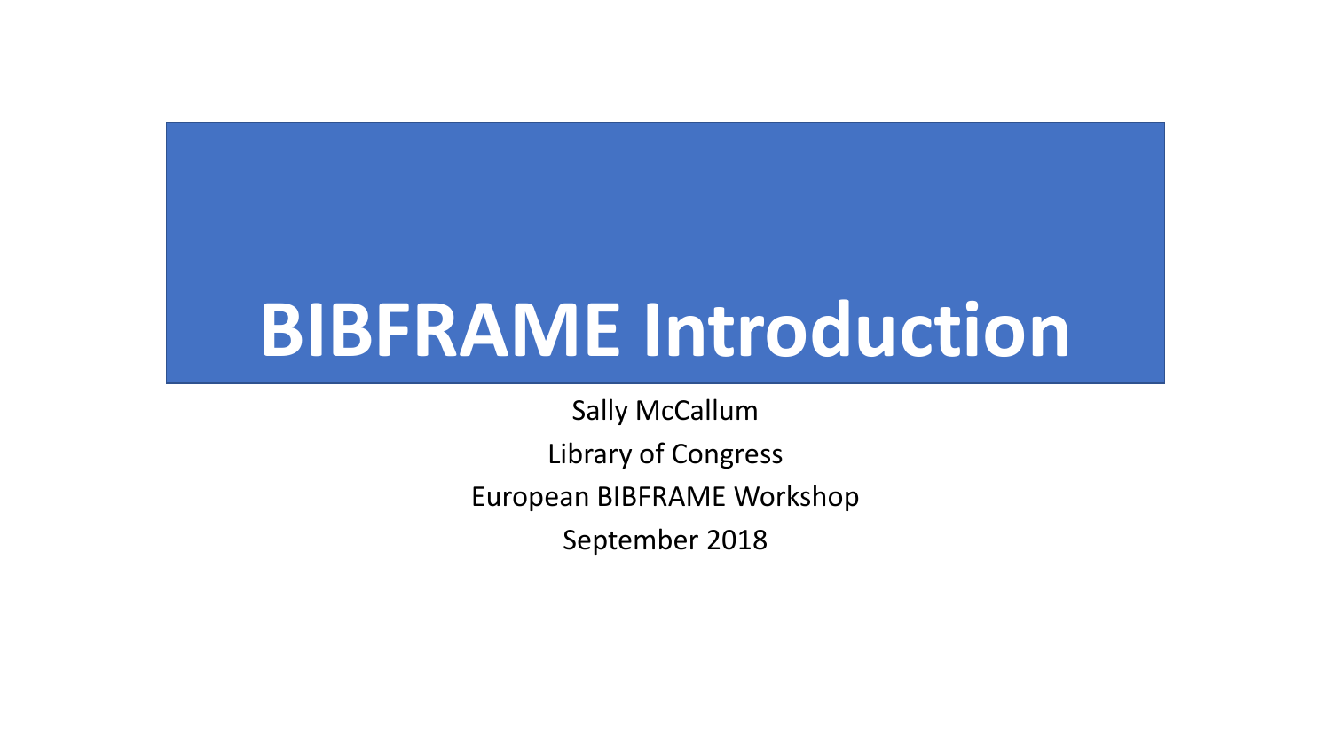# BIBFRAME Introduction

Sally McCallum

Library of Congress

European BIBFRAME Workshop

September 2018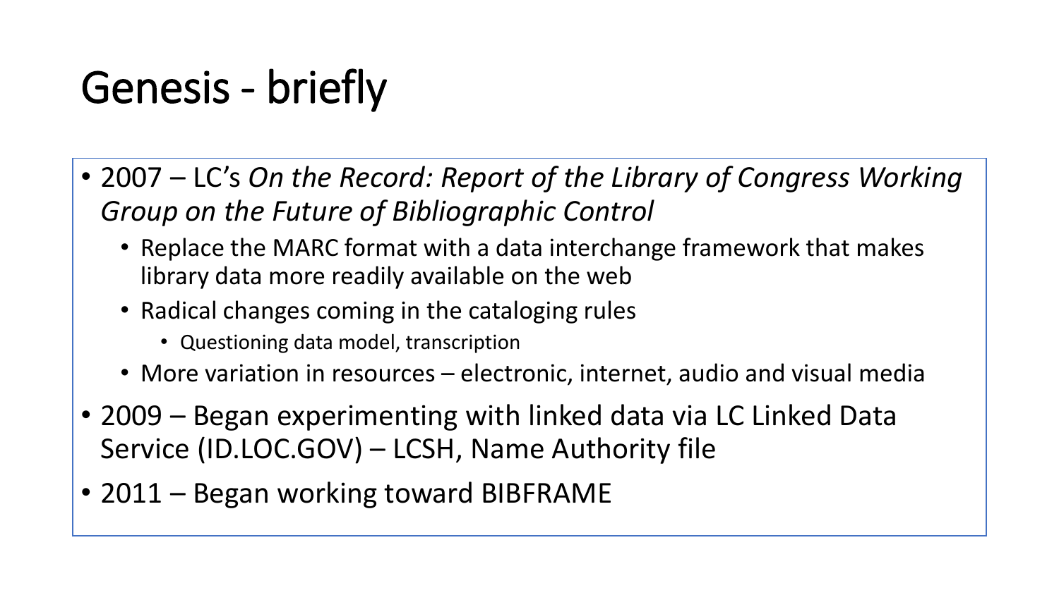# Genesis - briefly

- 2007 – LC's *On the Record: Report of the Library of Congress Working Group on the Future of Bibliographic Control*
  - Replace the MARC format with a data interchange framework that makes library data more readily available on the web
  - Radical changes coming in the cataloging rules
    - Questioning data model, transcription
  - More variation in resources – electronic, internet, audio and visual media
- 2009 – Began experimenting with linked data via LC Linked Data Service (ID.LOC.GOV) – LCSH, Name Authority file
- 2011 – Began working toward BIBFRAME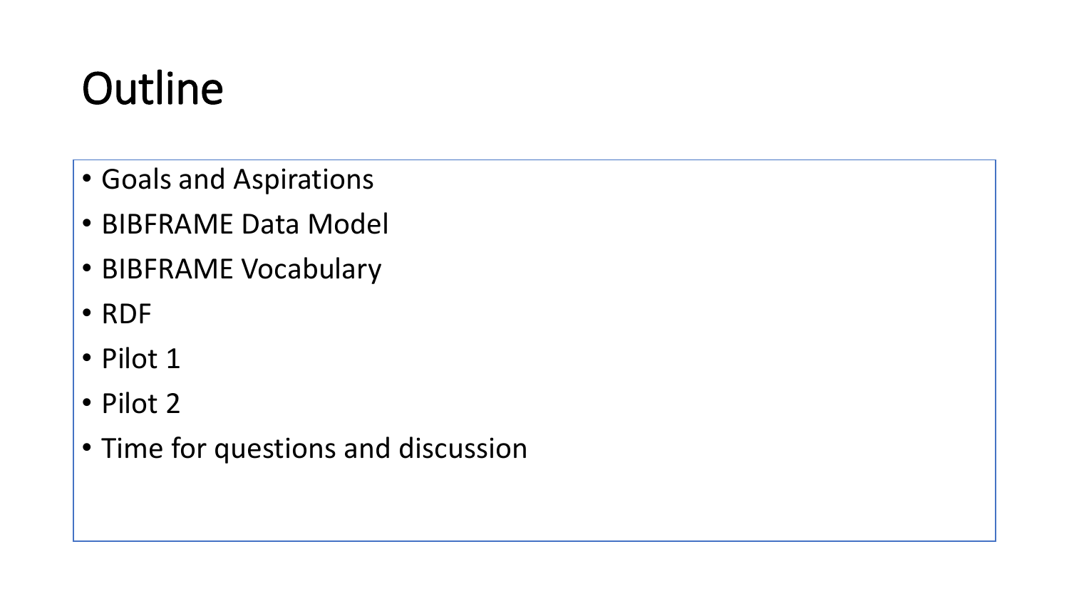# Outline

- Goals and Aspirations
- BIBFRAME Data Model
- BIBFRAME Vocabulary
- RDF
- Pilot 1
- Pilot 2
- Time for questions and discussion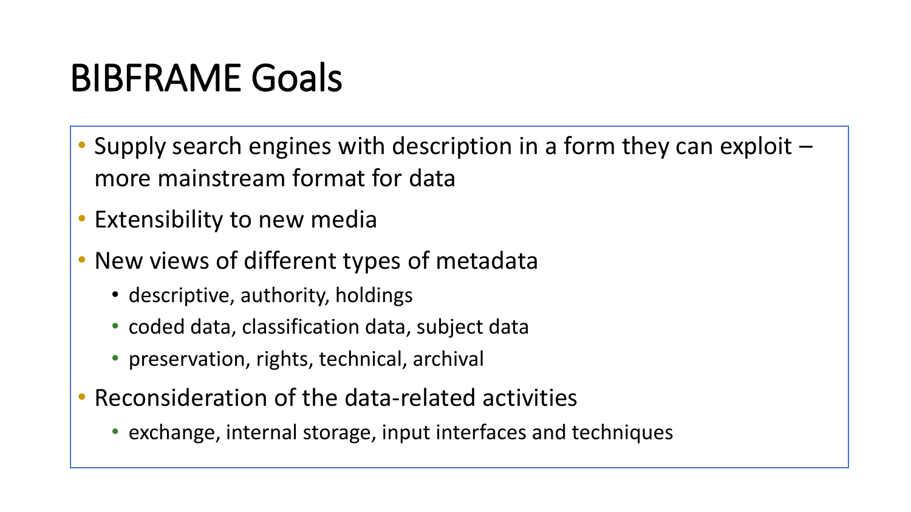# BIBFRAME Goals

- Supply search engines with description in a form they can exploit – more mainstream format for data
- Extensibility to new media
- New views of different types of metadata
  - descriptive, authority, holdings
  - coded data, classification data, subject data
  - preservation, rights, technical, archival
- Reconsideration of the data-related activities
  - exchange, internal storage, input interfaces and techniques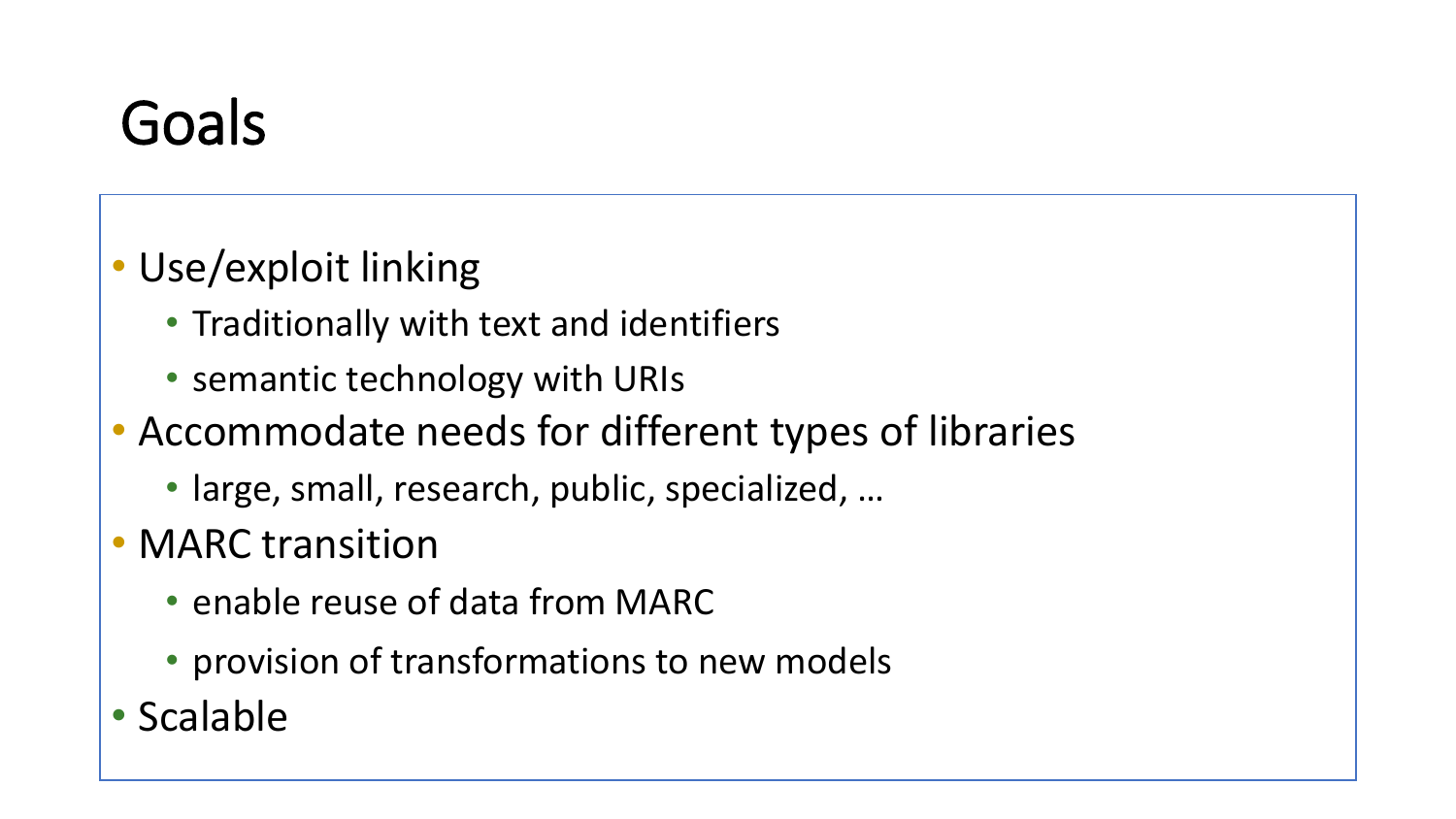# Goals

- Use/exploit linking
  - Traditionally with text and identifiers
  - semantic technology with URIs
- Accommodate needs for different types of libraries
  - large, small, research, public, specialized, …
- MARC transition
  - enable reuse of data from MARC
  - provision of transformations to new models
- Scalable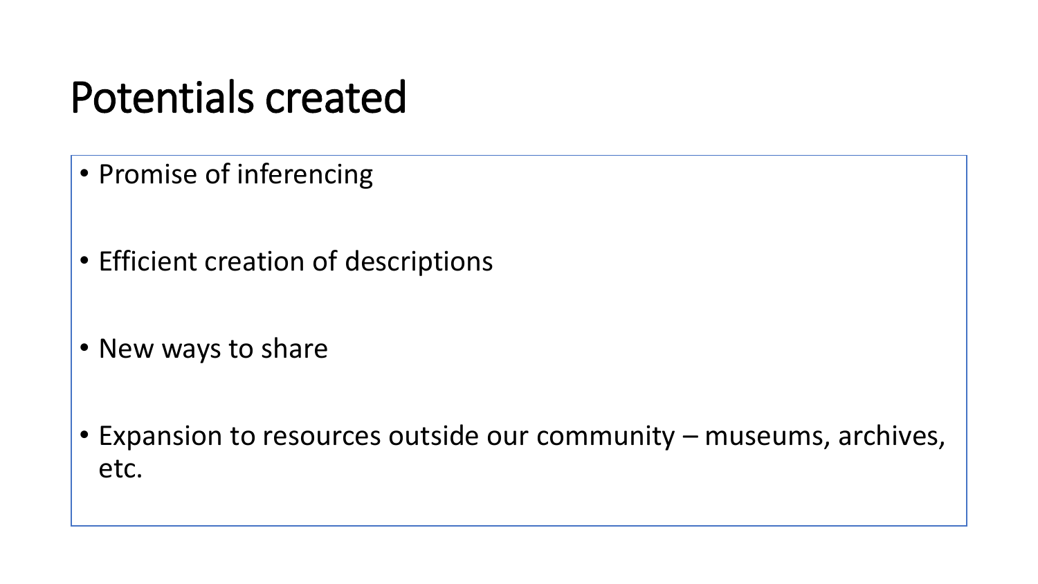# Potentials created

- Promise of inferencing
- Efficient creation of descriptions
- New ways to share
- Expansion to resources outside our community – museums, archives, etc.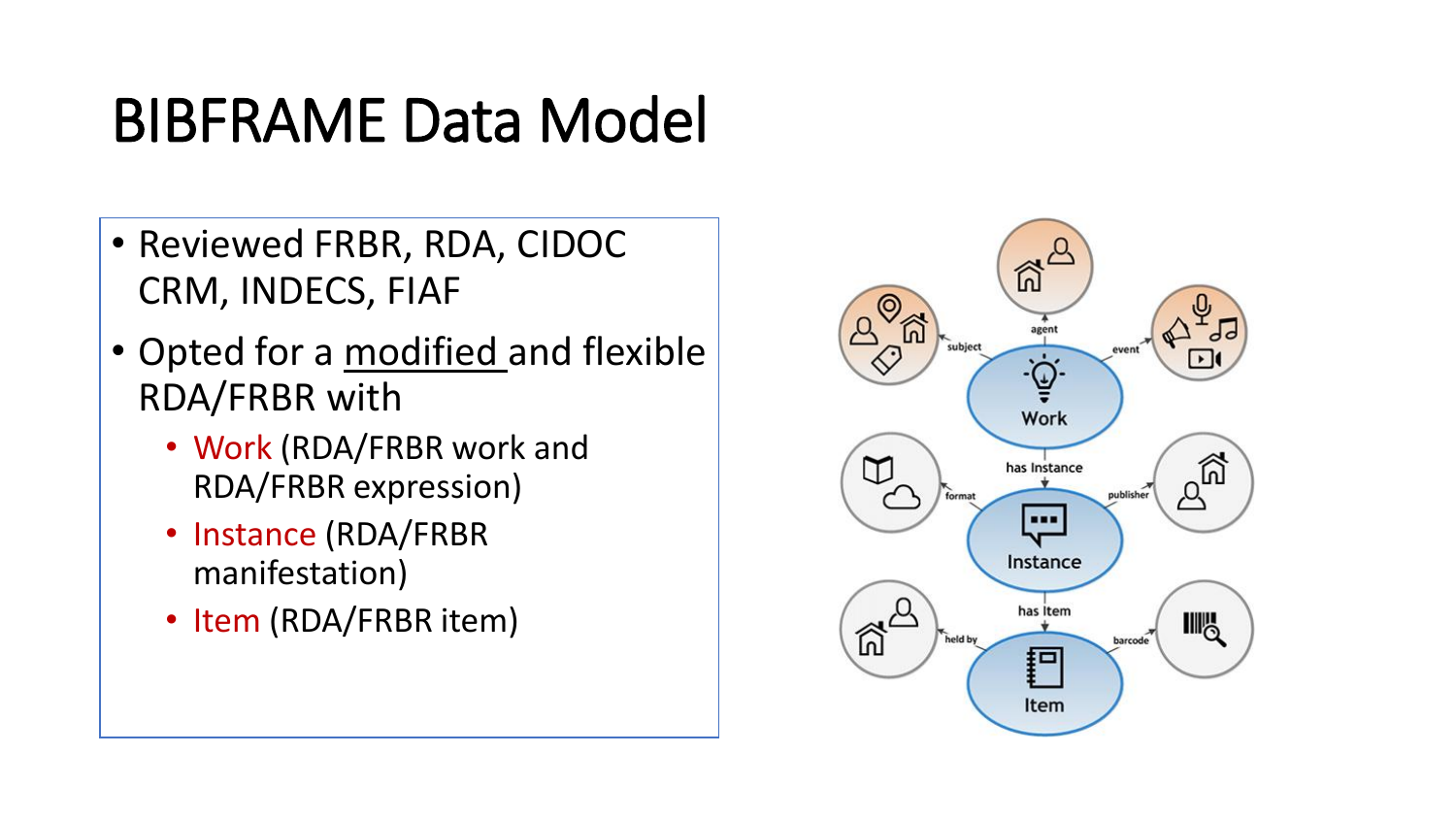# BIBFRAME Data Model

- Reviewed FRBR, RDA, CIDOC CRM, INDECS, FIAF
- Opted for a modified and flexible RDA/FRBR with
  - Work (RDA/FRBR work and RDA/FRBR expression)
  - Instance (RDA/FRBR manifestation)
  - Item (RDA/FRBR item)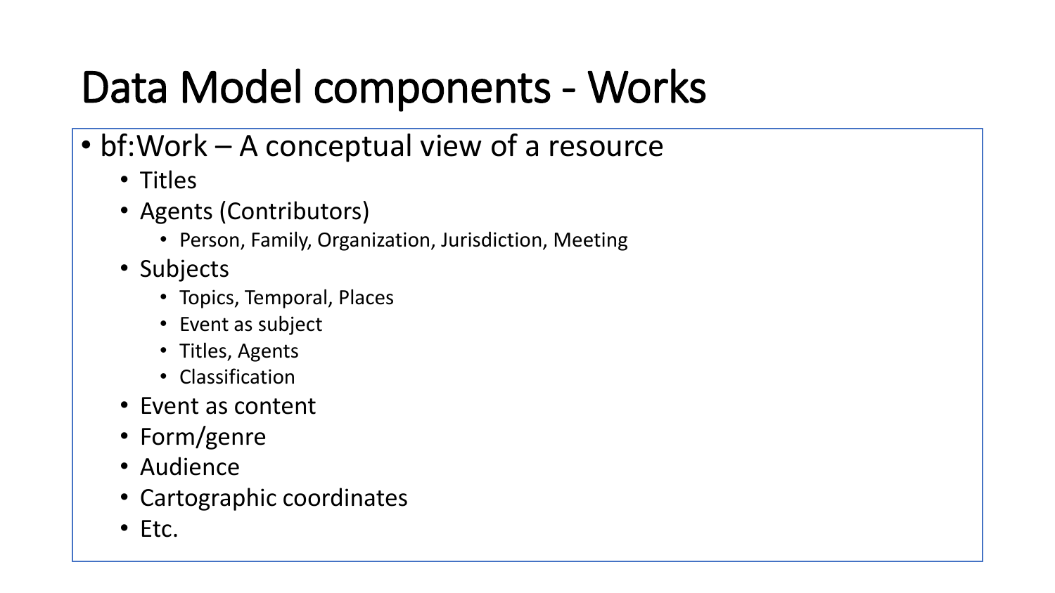# Data Model components - Works

- bf:Work – A conceptual view of a resource
  - Titles
  - Agents (Contributors)
    - Person, Family, Organization, Jurisdiction, Meeting
  - Subjects
    - Topics, Temporal, Places
    - Event as subject
    - Titles, Agents
    - Classification
  - Event as content
  - Form/genre
  - Audience
  - Cartographic coordinates
  - Etc.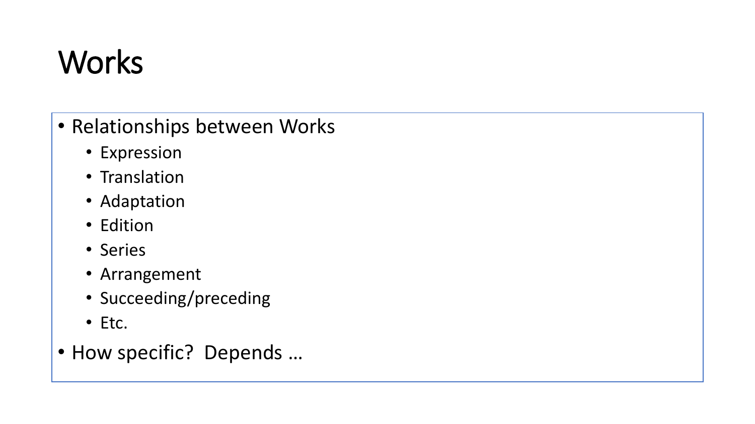# Works

- Relationships between Works
  - Expression
  - Translation
  - Adaptation
  - Edition
  - Series
  - Arrangement
  - Succeeding/preceding
  - Etc.
- How specific?  Depends …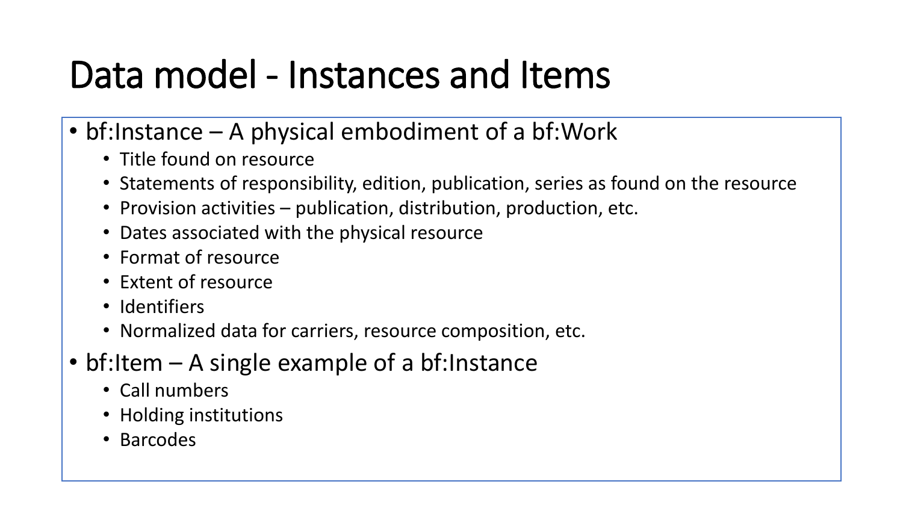# Data model - Instances and Items

- bf:Instance – A physical embodiment of a bf:Work
  - Title found on resource
  - Statements of responsibility, edition, publication, series as found on the resource
  - Provision activities – publication, distribution, production, etc.
  - Dates associated with the physical resource
  - Format of resource
  - Extent of resource
  - Identifiers
  - Normalized data for carriers, resource composition, etc.
- bf:Item – A single example of a bf:Instance
  - Call numbers
  - Holding institutions
  - Barcodes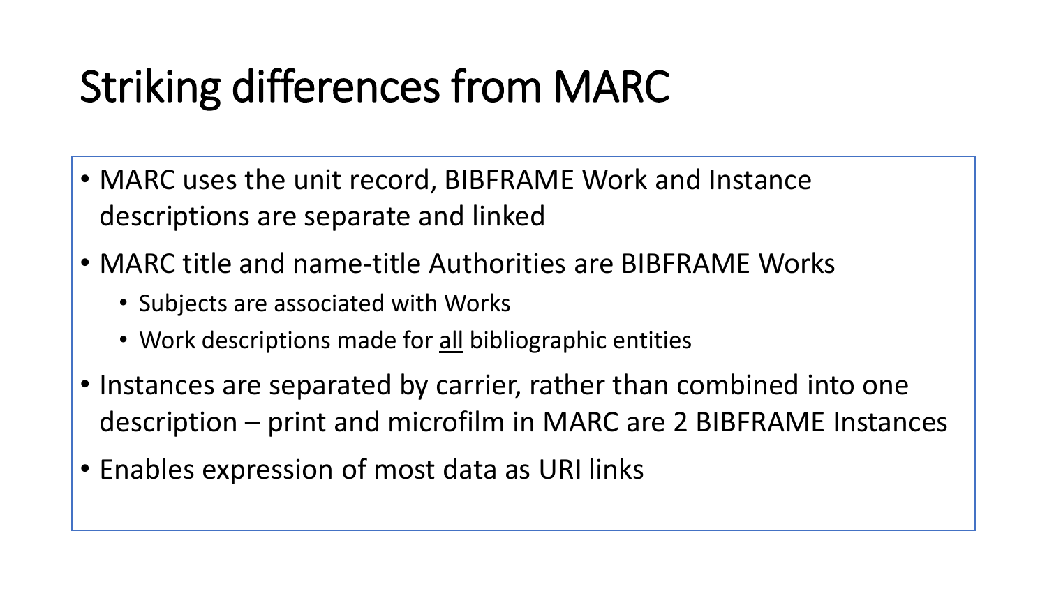# Striking differences from MARC

- MARC uses the unit record, BIBFRAME Work and Instance descriptions are separate and linked
- MARC title and name-title Authorities are BIBFRAME Works
  - Subjects are associated with Works
  - Work descriptions made for <u>all</u> bibliographic entities
- Instances are separated by carrier, rather than combined into one description – print and microfilm in MARC are 2 BIBFRAME Instances
- Enables expression of most data as URI links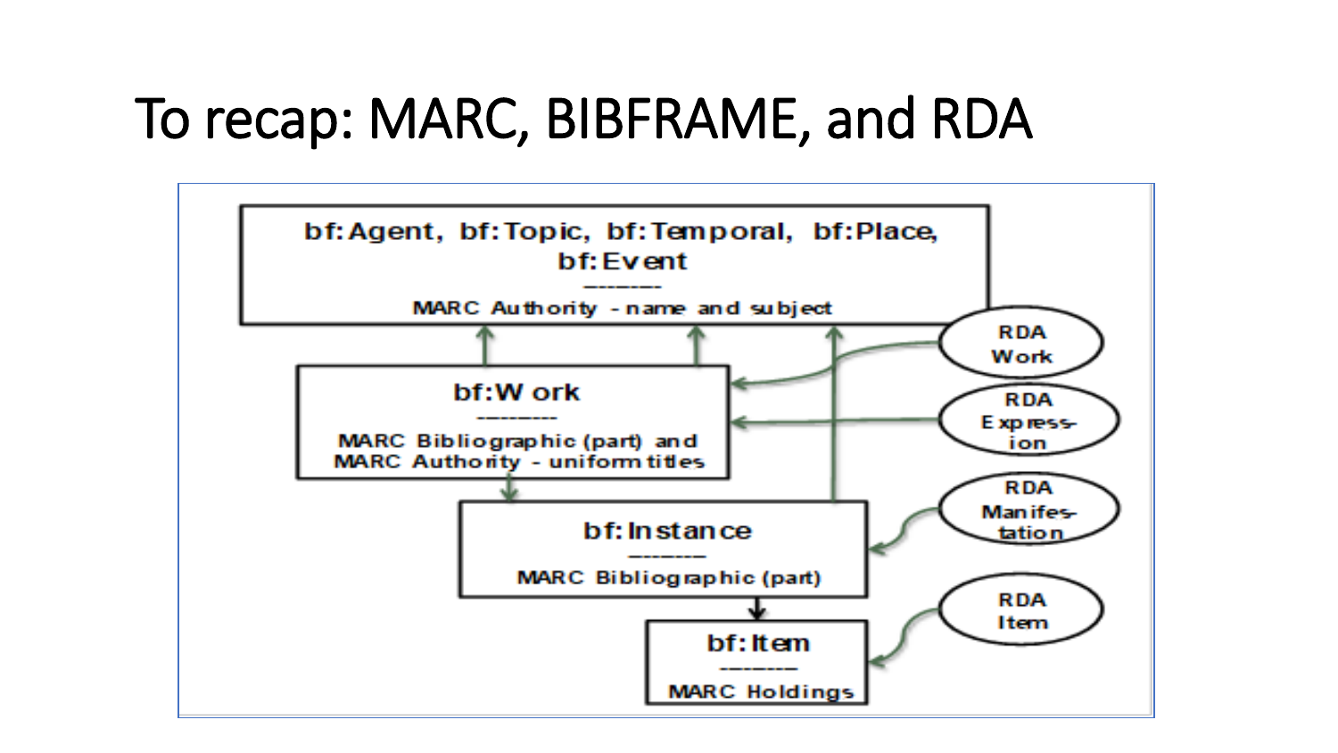# To recap: MARC, BIBFRAME, and RDA

**bf:Agent, bf:Topic, bf:Temporal, bf:Place, bf:Event**
---------
MARC Authority - name and subject

**bf:Work**
---------
MARC Bibliographic (part) and MARC Authority - uniform titles

**bf:Instance**
---------
MARC Bibliographic (part)

**bf:Item**
---------
MARC Holdings

RDA Work

RDA Express-ion

RDA Manifes-tation

RDA Item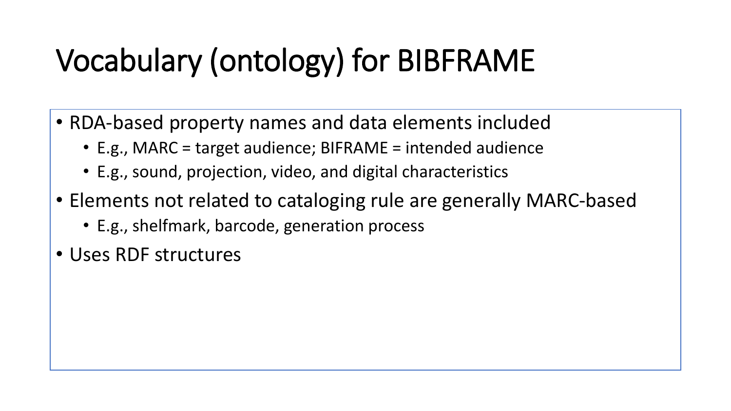# Vocabulary (ontology) for BIBFRAME

- RDA-based property names and data elements included
  - E.g., MARC = target audience; BIFRAME = intended audience
  - E.g., sound, projection, video, and digital characteristics
- Elements not related to cataloging rule are generally MARC-based
  - E.g., shelfmark, barcode, generation process
- Uses RDF structures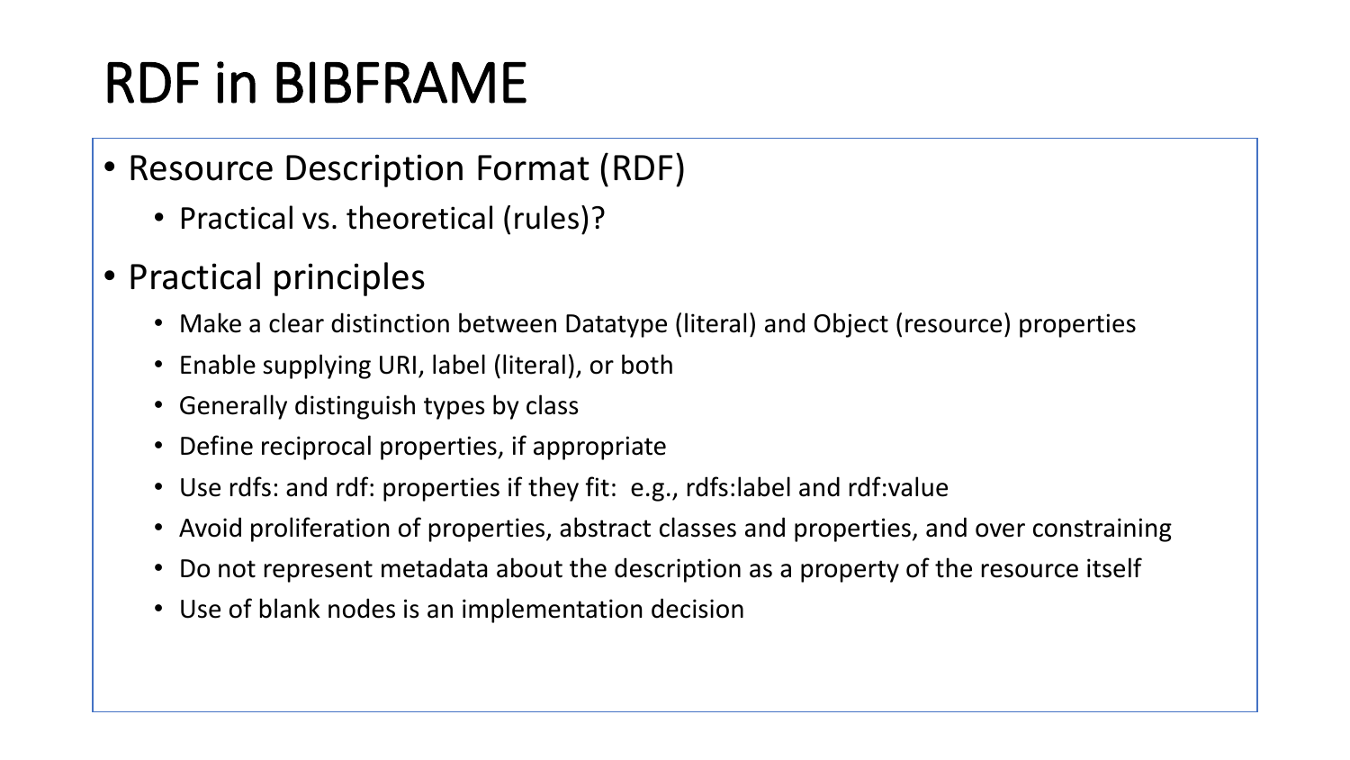# RDF in BIBFRAME

- Resource Description Format (RDF)
  - Practical vs. theoretical (rules)?
- Practical principles
  - Make a clear distinction between Datatype (literal) and Object (resource) properties
  - Enable supplying URI, label (literal), or both
  - Generally distinguish types by class
  - Define reciprocal properties, if appropriate
  - Use rdfs: and rdf: properties if they fit: e.g., rdfs:label and rdf:value
  - Avoid proliferation of properties, abstract classes and properties, and over constraining
  - Do not represent metadata about the description as a property of the resource itself
  - Use of blank nodes is an implementation decision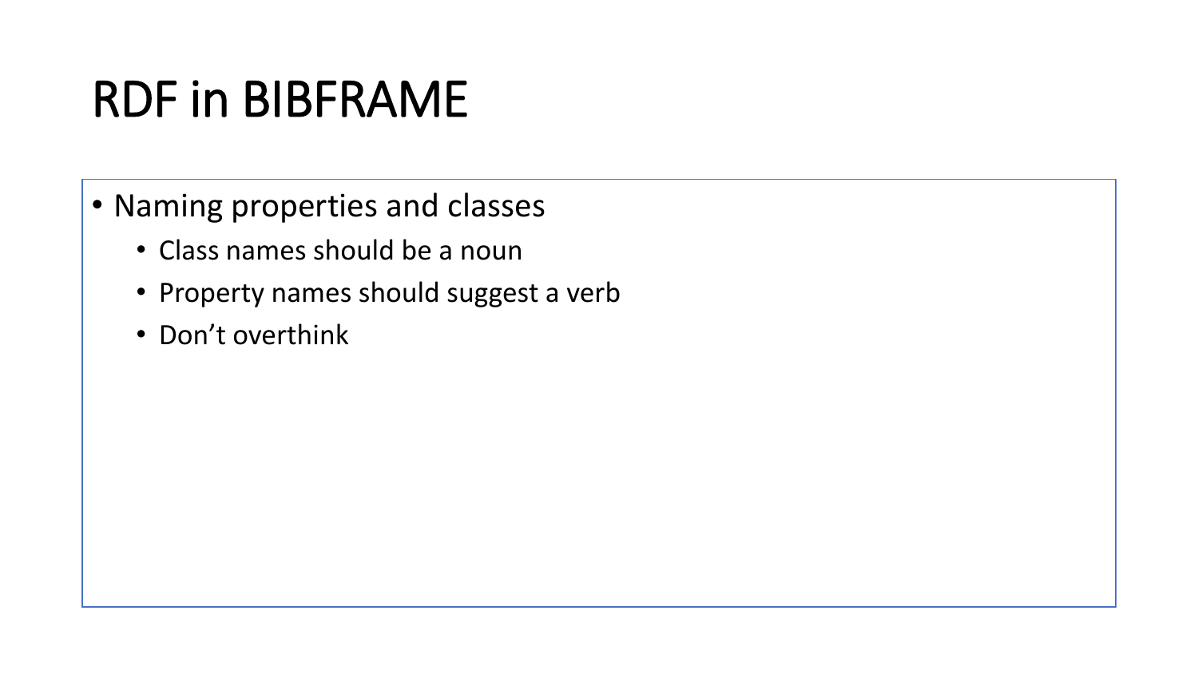# RDF in BIBFRAME

- Naming properties and classes
  - Class names should be a noun
  - Property names should suggest a verb
  - Don’t overthink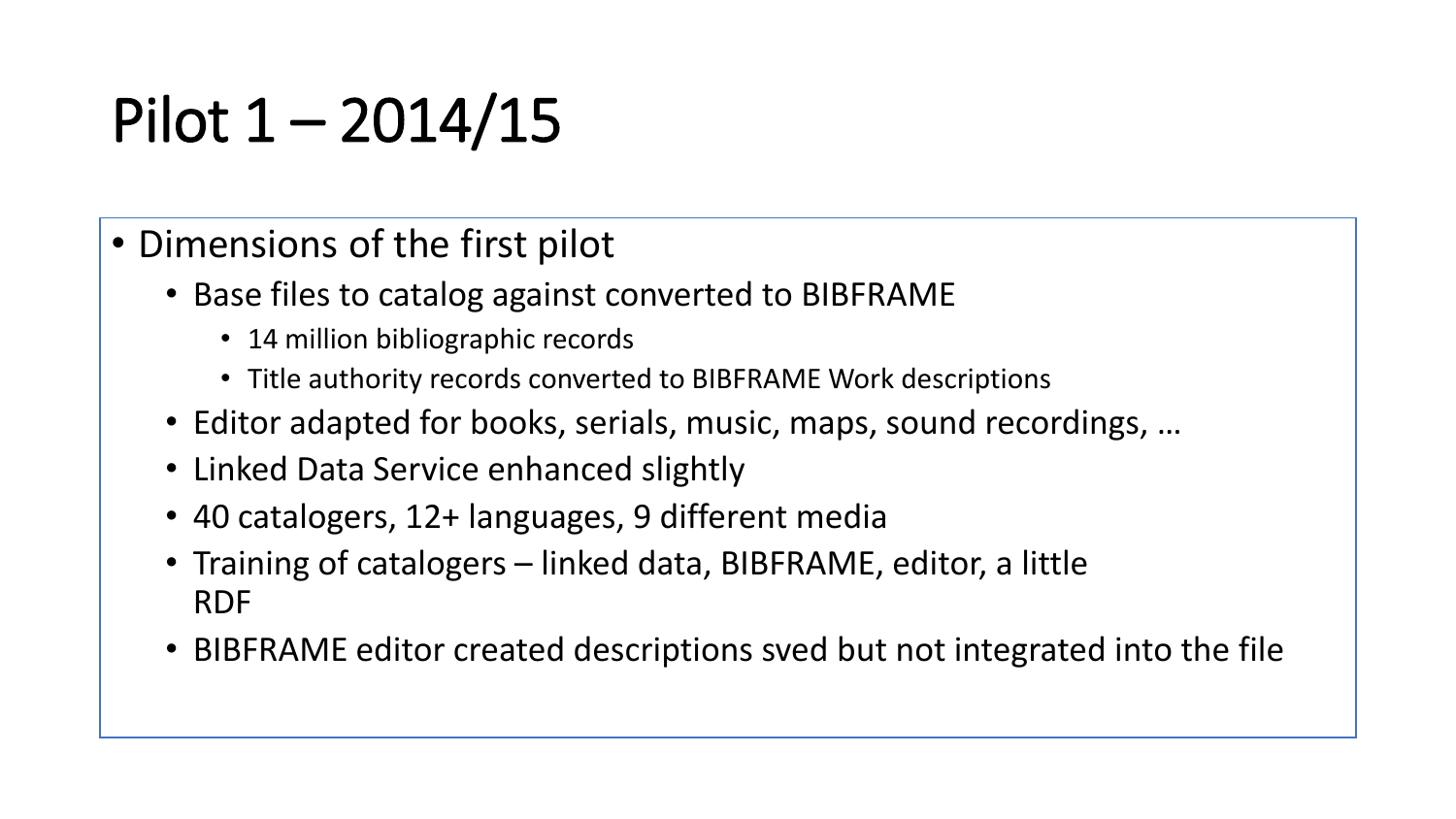# Pilot 1 – 2014/15

- Dimensions of the first pilot
  - Base files to catalog against converted to BIBFRAME
    - 14 million bibliographic records
    - Title authority records converted to BIBFRAME Work descriptions
  - Editor adapted for books, serials, music, maps, sound recordings, …
  - Linked Data Service enhanced slightly
  - 40 catalogers, 12+ languages, 9 different media
  - Training of catalogers – linked data, BIBFRAME, editor, a little RDF
  - BIBFRAME editor created descriptions sved but not integrated into the file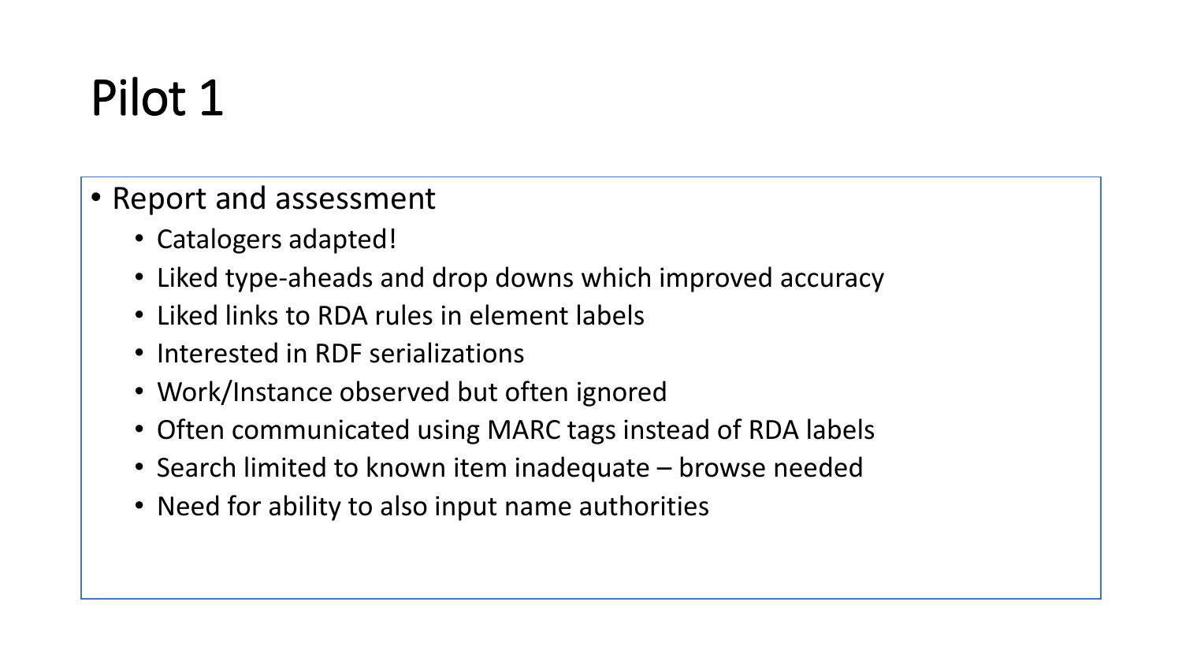# Pilot 1

- Report and assessment
  - Catalogers adapted!
  - Liked type-aheads and drop downs which improved accuracy
  - Liked links to RDA rules in element labels
  - Interested in RDF serializations
  - Work/Instance observed but often ignored
  - Often communicated using MARC tags instead of RDA labels
  - Search limited to known item inadequate – browse needed
  - Need for ability to also input name authorities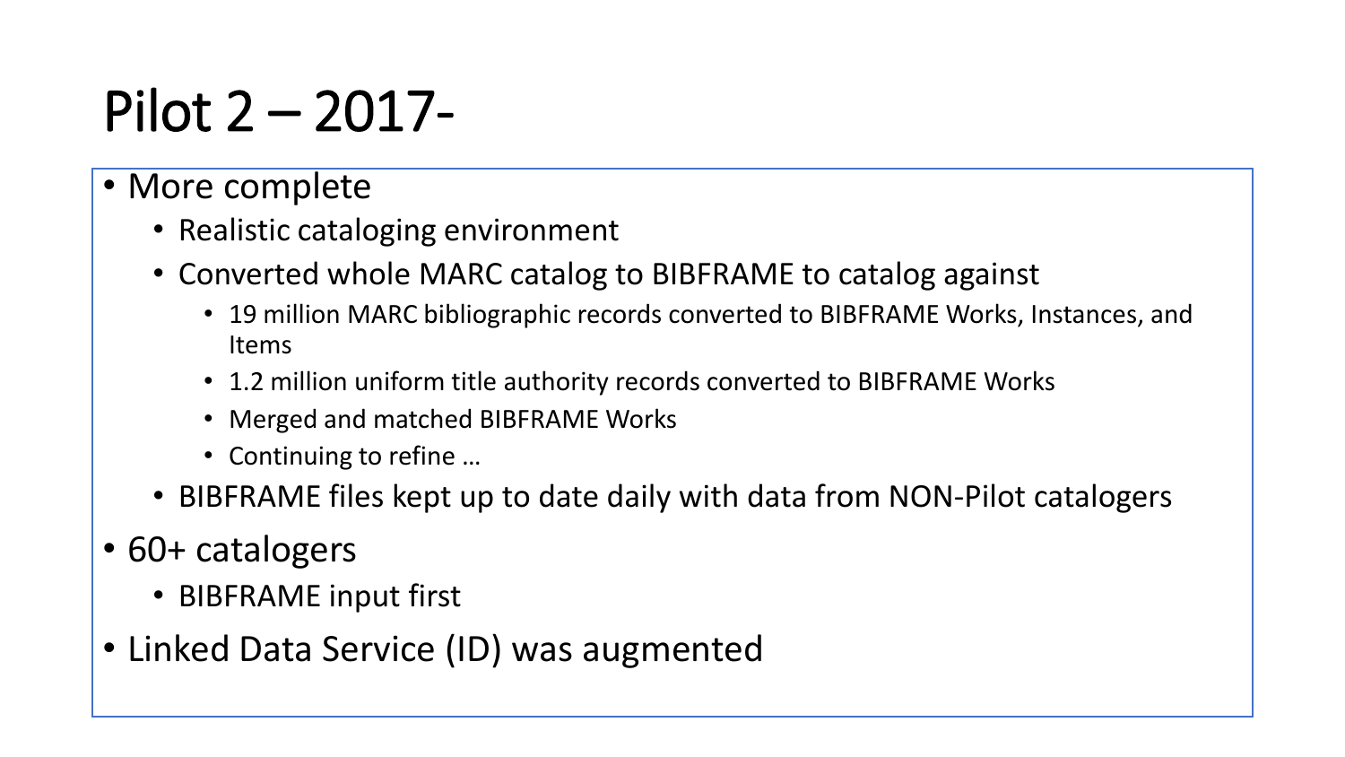# Pilot 2 – 2017-

- More complete
  - Realistic cataloging environment
  - Converted whole MARC catalog to BIBFRAME to catalog against
    - 19 million MARC bibliographic records converted to BIBFRAME Works, Instances, and Items
    - 1.2 million uniform title authority records converted to BIBFRAME Works
    - Merged and matched BIBFRAME Works
    - Continuing to refine …
  - BIBFRAME files kept up to date daily with data from NON-Pilot catalogers
- 60+ catalogers
  - BIBFRAME input first
- Linked Data Service (ID) was augmented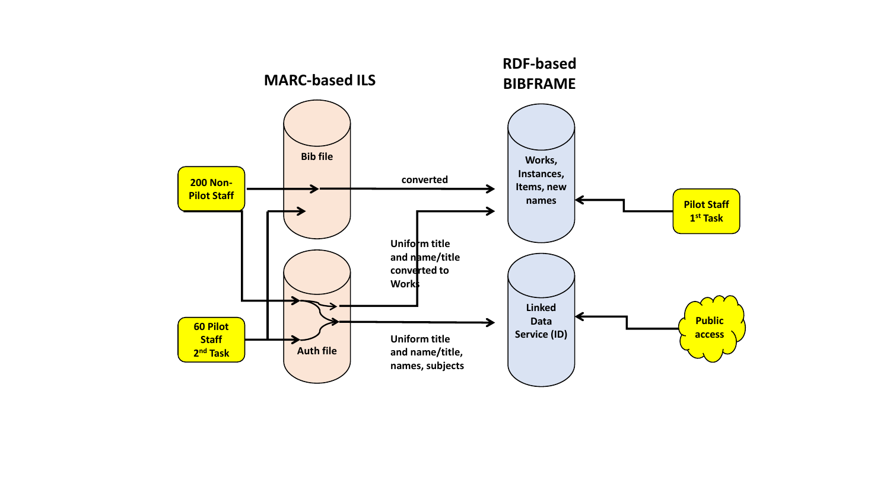MARC-based ILS

RDF-based BIBFRAME

Bib file

Auth file

200 Non-Pilot Staff

60 Pilot Staff 2nd Task

converted

Uniform title and name/title converted to Works

Uniform title and name/title, names, subjects

Works, Instances, Items, new names

Linked Data Service (ID)

Pilot Staff 1st Task

Public access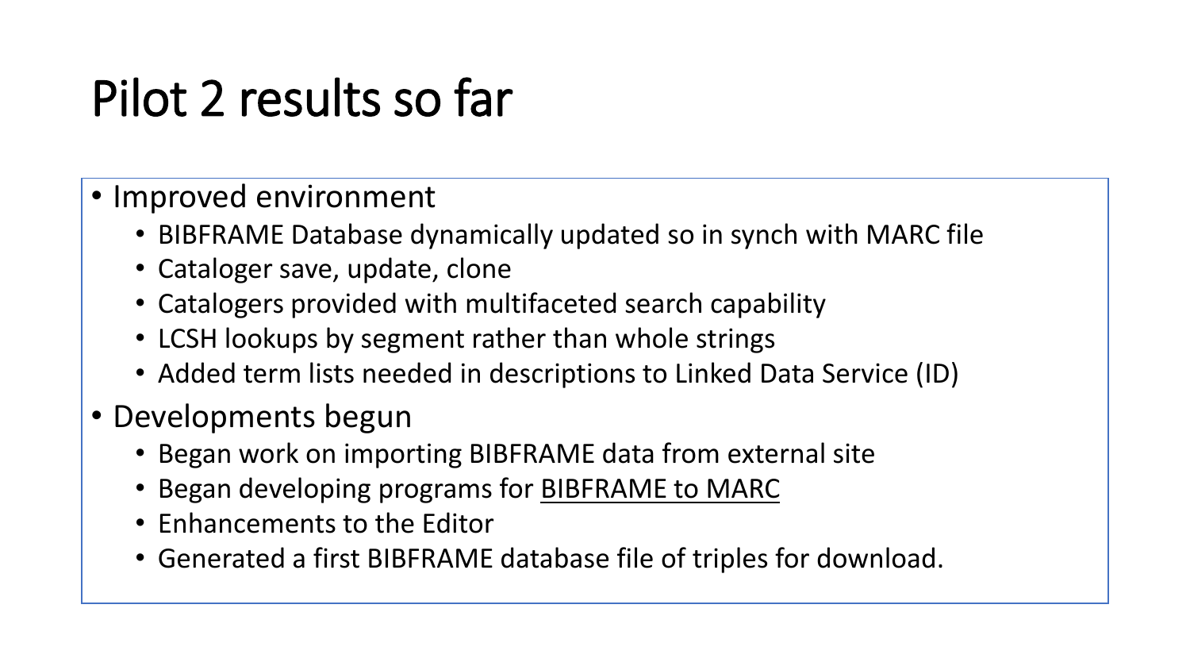# Pilot 2 results so far

- Improved environment
  - BIBFRAME Database dynamically updated so in synch with MARC file
  - Cataloger save, update, clone
  - Catalogers provided with multifaceted search capability
  - LCSH lookups by segment rather than whole strings
  - Added term lists needed in descriptions to Linked Data Service (ID)
- Developments begun
  - Began work on importing BIBFRAME data from external site
  - Began developing programs for BIBFRAME to MARC
  - Enhancements to the Editor
  - Generated a first BIBFRAME database file of triples for download.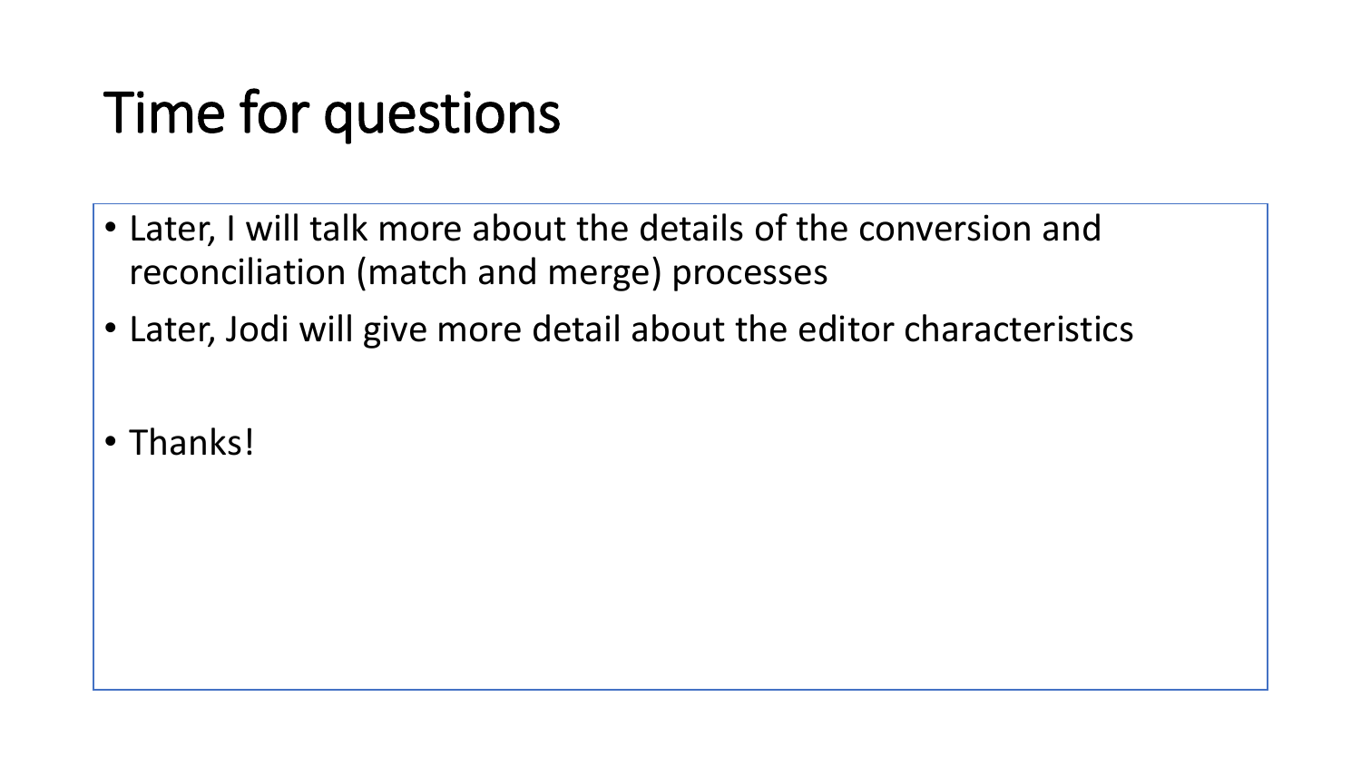# Time for questions

- Later, I will talk more about the details of the conversion and reconciliation (match and merge) processes
- Later, Jodi will give more detail about the editor characteristics

- Thanks!